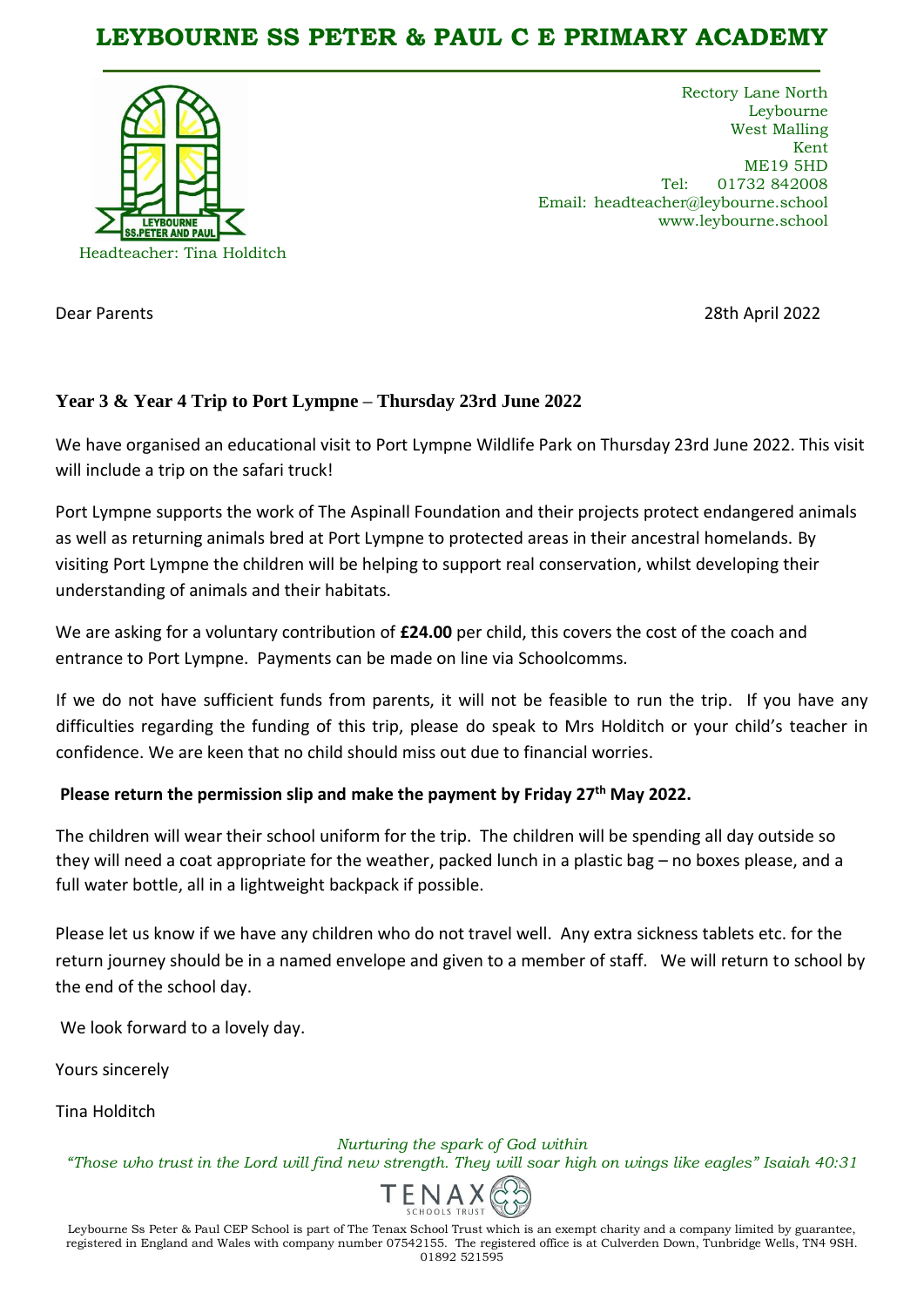# LEYBOURNE SS PETER & PAUL C E PRIMARY ACADEMY

Headteacher: Tina Holditch

Rectory Lane North
Leybourne
West Malling
Kent
ME19 5HD
Tel: 01732 842008
Email: headteacher@leybourne.school
www.leybourne.school

Dear Parents

28th April 2022

**Year 3 & Year 4 Trip to Port Lympne – Thursday 23rd June 2022**

We have organised an educational visit to Port Lympne Wildlife Park on Thursday 23rd June 2022. This visit will include a trip on the safari truck!

Port Lympne supports the work of The Aspinall Foundation and their projects protect endangered animals as well as returning animals bred at Port Lympne to protected areas in their ancestral homelands. By visiting Port Lympne the children will be helping to support real conservation, whilst developing their understanding of animals and their habitats.

We are asking for a voluntary contribution of **£24.00** per child, this covers the cost of the coach and entrance to Port Lympne. Payments can be made on line via Schoolcomms.

If we do not have sufficient funds from parents, it will not be feasible to run the trip. If you have any difficulties regarding the funding of this trip, please do speak to Mrs Holditch or your child's teacher in confidence. We are keen that no child should miss out due to financial worries.

**Please return the permission slip and make the payment by Friday 27th May 2022.**

The children will wear their school uniform for the trip. The children will be spending all day outside so they will need a coat appropriate for the weather, packed lunch in a plastic bag – no boxes please, and a full water bottle, all in a lightweight backpack if possible.

Please let us know if we have any children who do not travel well. Any extra sickness tablets etc. for the return journey should be in a named envelope and given to a member of staff. We will return to school by the end of the school day.

We look forward to a lovely day.

Yours sincerely

Tina Holditch

*Nurturing the spark of God within*
*"Those who trust in the Lord will find new strength. They will soar high on wings like eagles" Isaiah 40:31*

TENAX SCHOOLS TRUST

Leybourne Ss Peter & Paul CEP School is part of The Tenax School Trust which is an exempt charity and a company limited by guarantee, registered in England and Wales with company number 07542155. The registered office is at Culverden Down, Tunbridge Wells, TN4 9SH. 01892 521595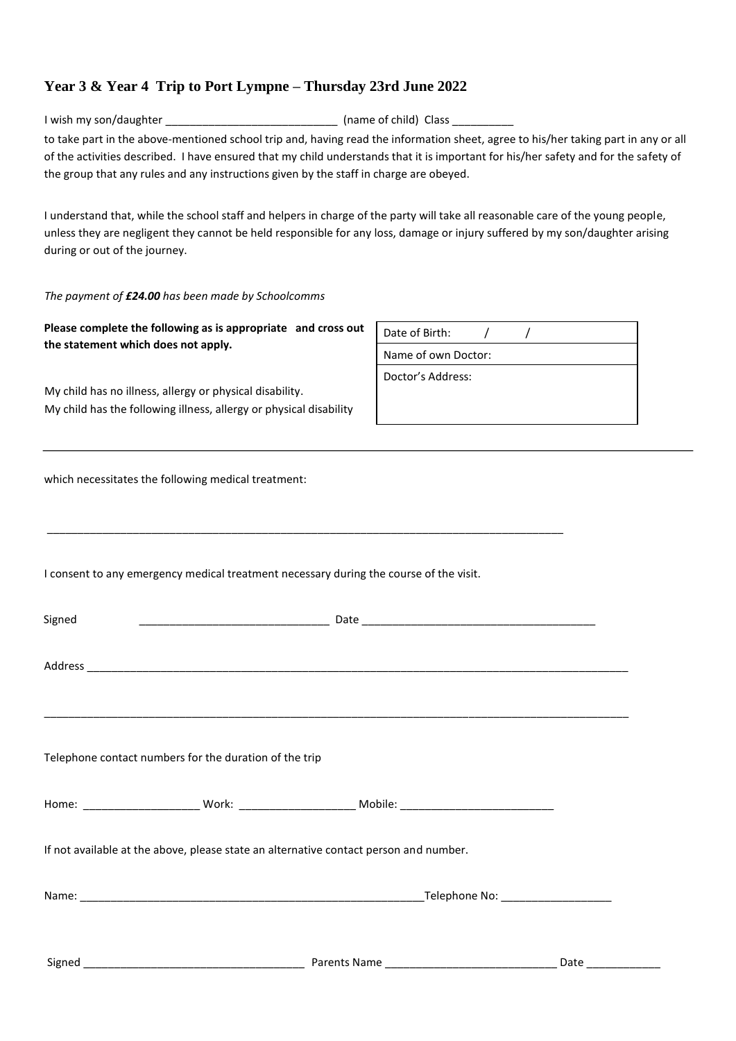## Year 3 & Year 4 Trip to Port Lympne – Thursday 23rd June 2022

I wish my son/daughter ____________________________ (name of child) Class __________

to take part in the above-mentioned school trip and, having read the information sheet, agree to his/her taking part in any or all of the activities described. I have ensured that my child understands that it is important for his/her safety and for the safety of the group that any rules and any instructions given by the staff in charge are obeyed.

I understand that, while the school staff and helpers in charge of the party will take all reasonable care of the young people, unless they are negligent they cannot be held responsible for any loss, damage or injury suffered by my son/daughter arising during or out of the journey.

*The payment of **£24.00** has been made by Schoolcomms*

**Please complete the following as is appropriate and cross out the statement which does not apply.**

| |
|---|
| Date of Birth: / / |
| Name of own Doctor: |
| Doctor's Address: |

My child has no illness, allergy or physical disability.
My child has the following illness, allergy or physical disability

---

which necessitates the following medical treatment:

_______________________________________________________________________________________

I consent to any emergency medical treatment necessary during the course of the visit.

Signed _______________________________ Date ______________________________________

Address _______________________________________________________________________________________

_______________________________________________________________________________________________

Telephone contact numbers for the duration of the trip

Home: ___________________ Work: ___________________ Mobile: _________________________

If not available at the above, please state an alternative contact person and number.

Name: _________________________________________________________Telephone No: __________________

Signed ____________________________________ Parents Name ____________________________ Date ____________